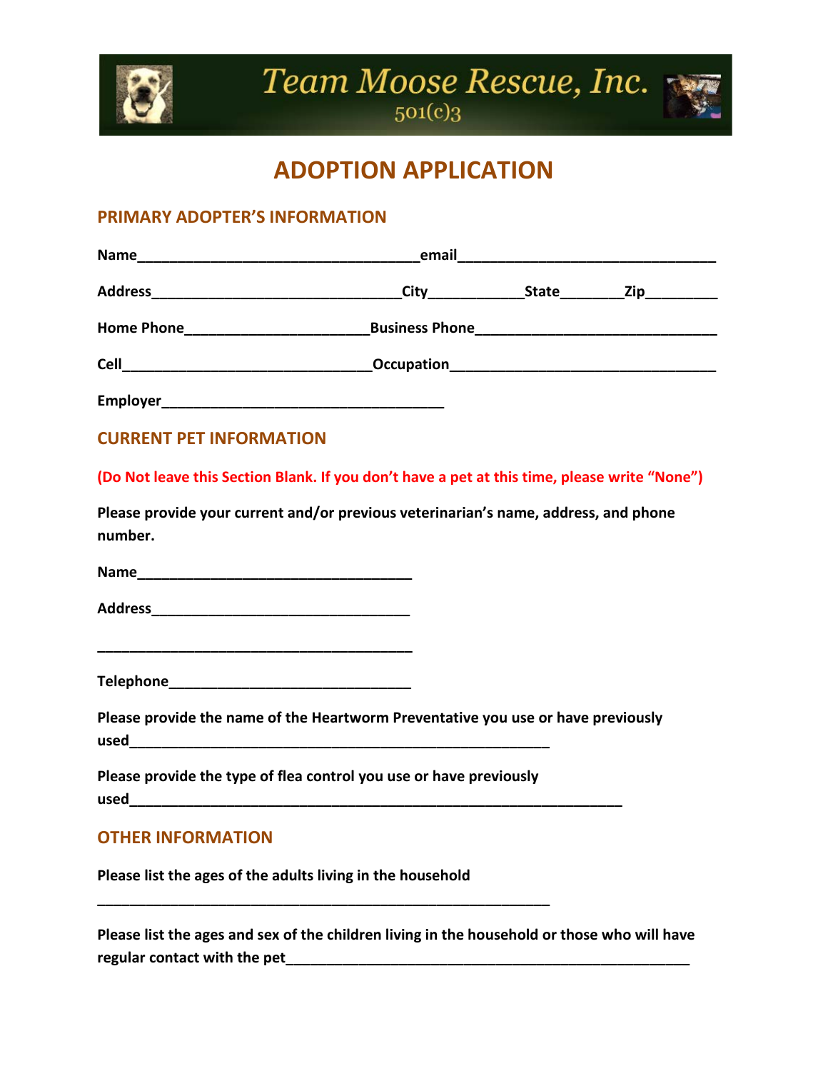# Team Moose Rescue, Inc.

501(c)3

# ADOPTION APPLICATION

## PRIMARY ADOPTER'S INFORMATION

**Name**___________________________________**email**________________________________

**Address**_______________________________**City**___________**State**_______**Zip**________

**Home Phone**______________________**Business Phone**______________________________

**Cell**_______________________________**Occupation**________________________________

**Employer**___________________________________

## CURRENT PET INFORMATION

**(Do Not leave this Section Blank. If you don't have a pet at this time, please write "None")**

**Please provide your current and/or previous veterinarian's name, address, and phone number.**

**Name**___________________________________

**Address**________________________________

________________________________________

**Telephone**______________________________

**Please provide the name of the Heartworm Preventative you use or have previously used**______________________________________________________

**Please provide the type of flea control you use or have previously used**_______________________________________________________________

## OTHER INFORMATION

**Please list the ages of the adults living in the household**

__________________________________________________________

**Please list the ages and sex of the children living in the household or those who will have regular contact with the pet**___________________________________________________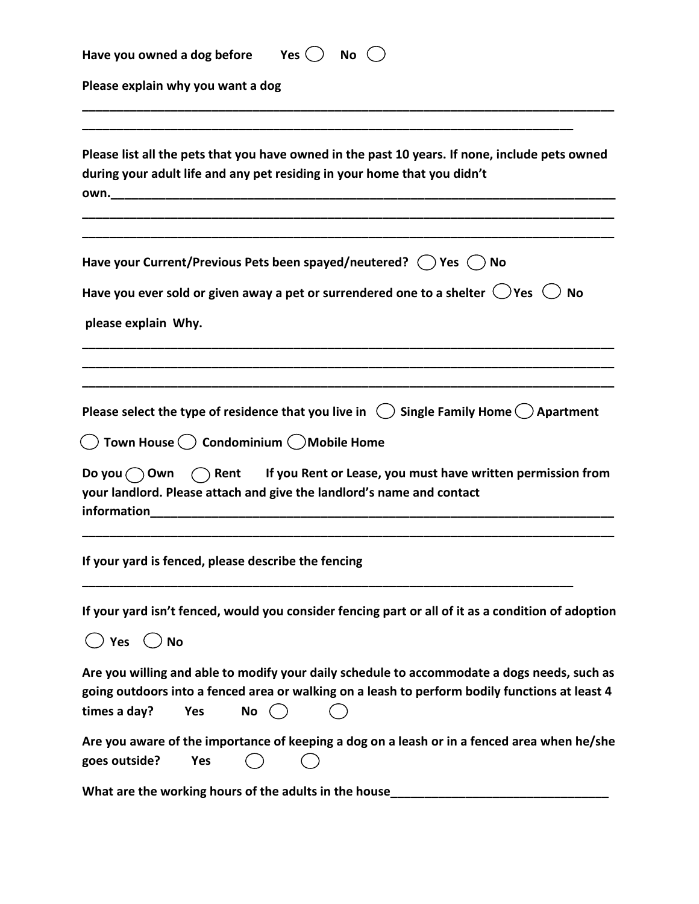**Have you owned a dog before Yes ◯ No ◯**

**Please explain why you want a dog**

________________________________________________________________________________

__________________________________________________________________________

**Please list all the pets that you have owned in the past 10 years. If none, include pets owned during your adult life and any pet residing in your home that you didn't own.**________________________________________________________________________________

________________________________________________________________________________

________________________________________________________________________________

**Have your Current/Previous Pets been spayed/neutered? ◯ Yes ◯ No**

**Have you ever sold or given away a pet or surrendered one to a shelter ◯ Yes ◯ No**

**please explain Why.**

________________________________________________________________________________

________________________________________________________________________________

________________________________________________________________________________

**Please select the type of residence that you live in ◯ Single Family Home ◯ Apartment**

**◯ Town House ◯ Condominium ◯ Mobile Home**

**Do you ◯ Own ◯ Rent If you Rent or Lease, you must have written permission from your landlord. Please attach and give the landlord's name and contact information**________________________________________________________________________________

________________________________________________________________________________

**If your yard is fenced, please describe the fencing**

__________________________________________________________________________

**If your yard isn't fenced, would you consider fencing part or all of it as a condition of adoption**

**◯ Yes ◯ No**

**Are you willing and able to modify your daily schedule to accommodate a dogs needs, such as going outdoors into a fenced area or walking on a leash to perform bodily functions at least 4 times a day? Yes No ◯ ◯**

**Are you aware of the importance of keeping a dog on a leash or in a fenced area when he/she goes outside? Yes ◯ ◯**

**What are the working hours of the adults in the house**________________________________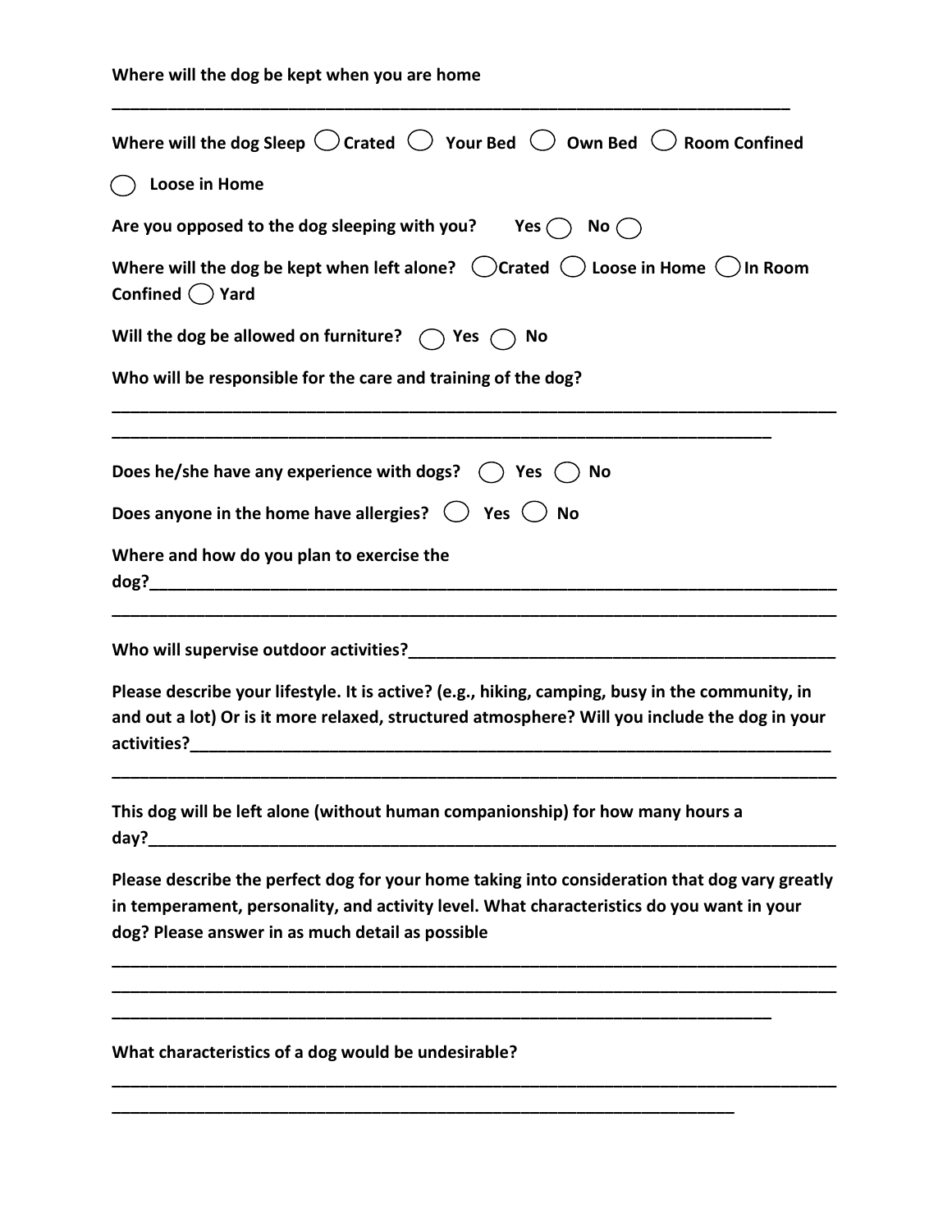**Where will the dog be kept when you are home**

\_\_\_\_\_\_\_\_\_\_\_\_\_\_\_\_\_\_\_\_\_\_\_\_\_\_\_\_\_\_\_\_\_\_\_\_\_\_\_\_\_\_\_\_\_\_\_\_\_\_\_\_\_\_\_\_\_\_\_\_\_\_\_\_\_\_\_\_\_\_\_\_

**Where will the dog Sleep** ◯ **Crated** ◯ **Your Bed** ◯ **Own Bed** ◯ **Room Confined**

◯ **Loose in Home**

**Are you opposed to the dog sleeping with you?** **Yes** ◯ **No** ◯

**Where will the dog be kept when left alone?** ◯**Crated** ◯ **Loose in Home** ◯**In Room Confined** ◯ **Yard**

**Will the dog be allowed on furniture?** ◯ **Yes** ◯ **No**

**Who will be responsible for the care and training of the dog?**

\_\_\_\_\_\_\_\_\_\_\_\_\_\_\_\_\_\_\_\_\_\_\_\_\_\_\_\_\_\_\_\_\_\_\_\_\_\_\_\_\_\_\_\_\_\_\_\_\_\_\_\_\_\_\_\_\_\_\_\_\_\_\_\_\_\_\_\_\_\_\_\_\_\_\_\_\_\_

\_\_\_\_\_\_\_\_\_\_\_\_\_\_\_\_\_\_\_\_\_\_\_\_\_\_\_\_\_\_\_\_\_\_\_\_\_\_\_\_\_\_\_\_\_\_\_\_\_\_\_\_\_\_\_\_\_\_\_\_\_\_\_\_\_\_\_\_\_\_

**Does he/she have any experience with dogs?** ◯ **Yes** ◯ **No**

**Does anyone in the home have allergies?** ◯ **Yes** ◯ **No**

**Where and how do you plan to exercise the dog?**\_\_\_\_\_\_\_\_\_\_\_\_\_\_\_\_\_\_\_\_\_\_\_\_\_\_\_\_\_\_\_\_\_\_\_\_\_\_\_\_\_\_\_\_\_\_\_\_\_\_\_\_\_\_\_\_\_\_\_\_\_\_\_\_\_\_\_\_\_\_\_\_

\_\_\_\_\_\_\_\_\_\_\_\_\_\_\_\_\_\_\_\_\_\_\_\_\_\_\_\_\_\_\_\_\_\_\_\_\_\_\_\_\_\_\_\_\_\_\_\_\_\_\_\_\_\_\_\_\_\_\_\_\_\_\_\_\_\_\_\_\_\_\_\_\_\_\_\_\_\_

**Who will supervise outdoor activities?**\_\_\_\_\_\_\_\_\_\_\_\_\_\_\_\_\_\_\_\_\_\_\_\_\_\_\_\_\_\_\_\_\_\_\_\_\_\_\_\_\_\_\_\_\_

**Please describe your lifestyle. It is active? (e.g., hiking, camping, busy in the community, in and out a lot) Or is it more relaxed, structured atmosphere? Will you include the dog in your activities?**\_\_\_\_\_\_\_\_\_\_\_\_\_\_\_\_\_\_\_\_\_\_\_\_\_\_\_\_\_\_\_\_\_\_\_\_\_\_\_\_\_\_\_\_\_\_\_\_\_\_\_\_\_\_\_\_\_\_\_\_\_\_\_\_\_\_

\_\_\_\_\_\_\_\_\_\_\_\_\_\_\_\_\_\_\_\_\_\_\_\_\_\_\_\_\_\_\_\_\_\_\_\_\_\_\_\_\_\_\_\_\_\_\_\_\_\_\_\_\_\_\_\_\_\_\_\_\_\_\_\_\_\_\_\_\_\_\_\_\_\_\_\_\_\_

**This dog will be left alone (without human companionship) for how many hours a day?**\_\_\_\_\_\_\_\_\_\_\_\_\_\_\_\_\_\_\_\_\_\_\_\_\_\_\_\_\_\_\_\_\_\_\_\_\_\_\_\_\_\_\_\_\_\_\_\_\_\_\_\_\_\_\_\_\_\_\_\_\_\_\_\_\_\_\_\_\_\_\_\_

**Please describe the perfect dog for your home taking into consideration that dog vary greatly in temperament, personality, and activity level. What characteristics do you want in your dog? Please answer in as much detail as possible**

\_\_\_\_\_\_\_\_\_\_\_\_\_\_\_\_\_\_\_\_\_\_\_\_\_\_\_\_\_\_\_\_\_\_\_\_\_\_\_\_\_\_\_\_\_\_\_\_\_\_\_\_\_\_\_\_\_\_\_\_\_\_\_\_\_\_\_\_\_\_\_\_\_\_\_\_\_\_

\_\_\_\_\_\_\_\_\_\_\_\_\_\_\_\_\_\_\_\_\_\_\_\_\_\_\_\_\_\_\_\_\_\_\_\_\_\_\_\_\_\_\_\_\_\_\_\_\_\_\_\_\_\_\_\_\_\_\_\_\_\_\_\_\_\_\_\_\_\_\_\_\_\_\_\_\_\_

\_\_\_\_\_\_\_\_\_\_\_\_\_\_\_\_\_\_\_\_\_\_\_\_\_\_\_\_\_\_\_\_\_\_\_\_\_\_\_\_\_\_\_\_\_\_\_\_\_\_\_\_\_\_\_\_\_\_\_\_\_\_\_\_\_\_\_\_\_\_

**What characteristics of a dog would be undesirable?**

\_\_\_\_\_\_\_\_\_\_\_\_\_\_\_\_\_\_\_\_\_\_\_\_\_\_\_\_\_\_\_\_\_\_\_\_\_\_\_\_\_\_\_\_\_\_\_\_\_\_\_\_\_\_\_\_\_\_\_\_\_\_\_\_\_\_\_\_\_\_\_\_\_\_\_\_\_\_

\_\_\_\_\_\_\_\_\_\_\_\_\_\_\_\_\_\_\_\_\_\_\_\_\_\_\_\_\_\_\_\_\_\_\_\_\_\_\_\_\_\_\_\_\_\_\_\_\_\_\_\_\_\_\_\_\_\_\_\_\_\_\_\_\_\_\_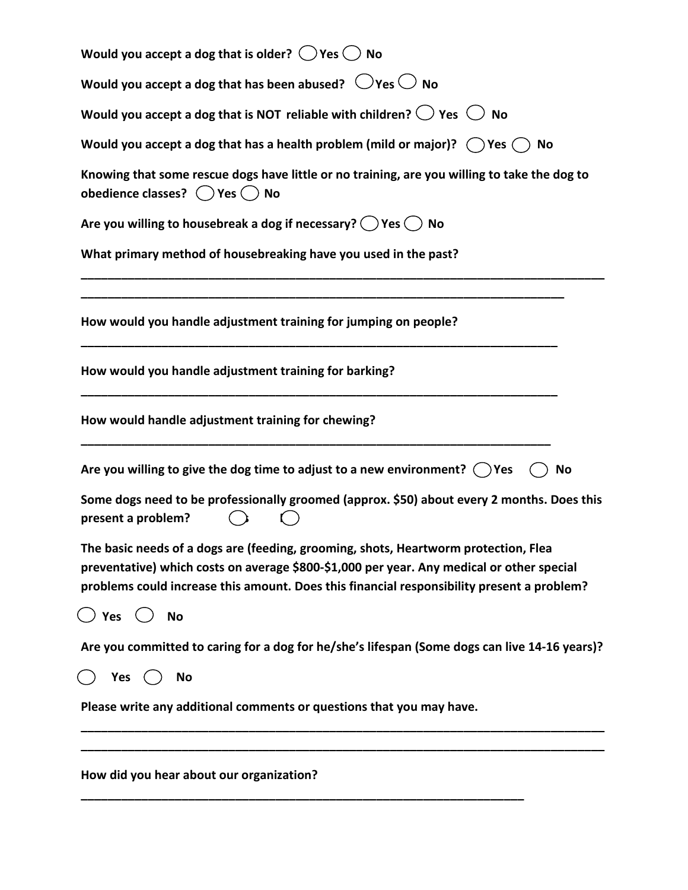**Would you accept a dog that is older?** ◯ **Yes** ◯ **No**

**Would you accept a dog that has been abused?** ◯ **Yes** ◯ **No**

**Would you accept a dog that is NOT reliable with children?** ◯ **Yes** ◯ **No**

**Would you accept a dog that has a health problem (mild or major)?** ◯ **Yes** ◯ **No**

**Knowing that some rescue dogs have little or no training, are you willing to take the dog to obedience classes?** ◯ **Yes** ◯ **No**

**Are you willing to housebreak a dog if necessary?** ◯ **Yes** ◯ **No**

**What primary method of housebreaking have you used in the past?**

\_\_\_\_\_\_\_\_\_\_\_\_\_\_\_\_\_\_\_\_\_\_\_\_\_\_\_\_\_\_\_\_\_\_\_\_\_\_\_\_\_\_\_\_\_\_\_\_\_\_\_\_\_\_\_\_\_\_\_\_\_\_\_\_\_\_\_\_\_\_\_\_\_\_\_\_

\_\_\_\_\_\_\_\_\_\_\_\_\_\_\_\_\_\_\_\_\_\_\_\_\_\_\_\_\_\_\_\_\_\_\_\_\_\_\_\_\_\_\_\_\_\_\_\_\_\_\_\_\_\_\_\_\_\_\_\_\_\_\_\_\_\_\_\_\_\_\_

**How would you handle adjustment training for jumping on people?**

\_\_\_\_\_\_\_\_\_\_\_\_\_\_\_\_\_\_\_\_\_\_\_\_\_\_\_\_\_\_\_\_\_\_\_\_\_\_\_\_\_\_\_\_\_\_\_\_\_\_\_\_\_\_\_\_\_\_\_\_\_\_\_\_\_\_\_\_\_\_

**How would you handle adjustment training for barking?**

\_\_\_\_\_\_\_\_\_\_\_\_\_\_\_\_\_\_\_\_\_\_\_\_\_\_\_\_\_\_\_\_\_\_\_\_\_\_\_\_\_\_\_\_\_\_\_\_\_\_\_\_\_\_\_\_\_\_\_\_\_\_\_\_\_\_\_\_\_\_

**How would handle adjustment training for chewing?**

\_\_\_\_\_\_\_\_\_\_\_\_\_\_\_\_\_\_\_\_\_\_\_\_\_\_\_\_\_\_\_\_\_\_\_\_\_\_\_\_\_\_\_\_\_\_\_\_\_\_\_\_\_\_\_\_\_\_\_\_\_\_\_\_\_\_\_\_\_

**Are you willing to give the dog time to adjust to a new environment?** ◯ **Yes** ◯ **No**

**Some dogs need to be professionally groomed (approx. $50) about every 2 months. Does this present a problem?** ◯ ◯

**The basic needs of a dogs are (feeding, grooming, shots, Heartworm protection, Flea preventative) which costs on average $800-$1,000 per year. Any medical or other special problems could increase this amount. Does this financial responsibility present a problem?**

◯ **Yes** ◯ **No**

**Are you committed to caring for a dog for he/she's lifespan (Some dogs can live 14-16 years)?**

◯ **Yes** ◯ **No**

**Please write any additional comments or questions that you may have.**

\_\_\_\_\_\_\_\_\_\_\_\_\_\_\_\_\_\_\_\_\_\_\_\_\_\_\_\_\_\_\_\_\_\_\_\_\_\_\_\_\_\_\_\_\_\_\_\_\_\_\_\_\_\_\_\_\_\_\_\_\_\_\_\_\_\_\_\_\_\_\_\_\_\_\_\_

\_\_\_\_\_\_\_\_\_\_\_\_\_\_\_\_\_\_\_\_\_\_\_\_\_\_\_\_\_\_\_\_\_\_\_\_\_\_\_\_\_\_\_\_\_\_\_\_\_\_\_\_\_\_\_\_\_\_\_\_\_\_\_\_\_\_\_\_\_\_\_\_\_\_\_\_

**How did you hear about our organization?**

\_\_\_\_\_\_\_\_\_\_\_\_\_\_\_\_\_\_\_\_\_\_\_\_\_\_\_\_\_\_\_\_\_\_\_\_\_\_\_\_\_\_\_\_\_\_\_\_\_\_\_\_\_\_\_\_\_\_\_\_\_\_\_\_\_\_